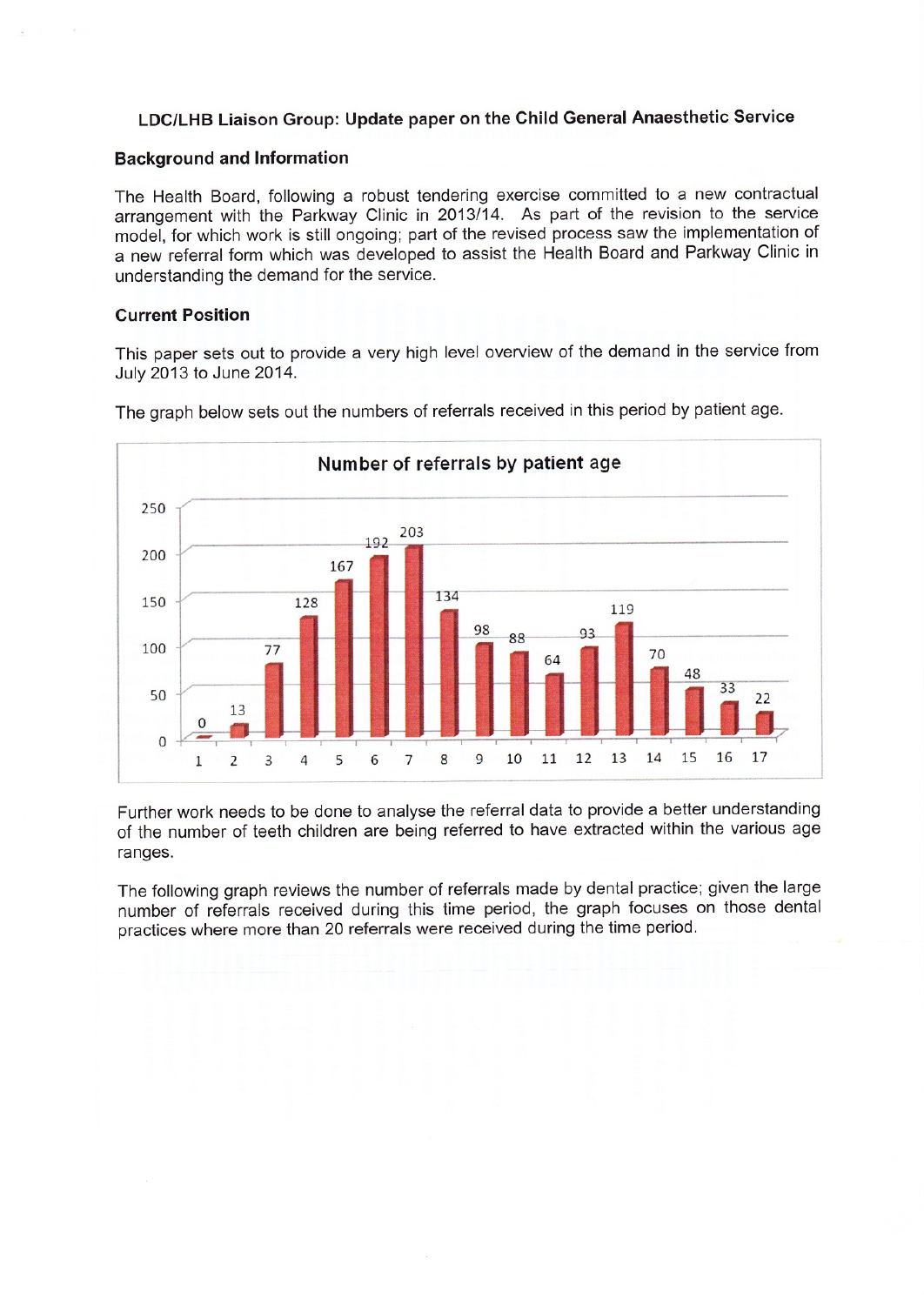# LDC/LHB Liaison Group: Update paper on the Child General Anaesthetic Service

## Background and Information

The Health Board, following a robust tendering exercise committed to a new contractual arrangement with the Parkway Clinic in 2013/14. As part of the revision to the service model, for which work is still ongoing; part of the revised process saw the implementation of a new referral form which was developed to assist the Health Board and Parkway Clinic in understanding the demand for the service.

## Current Position

This paper sets out to provide a very high level overview of the demand in the service from July 2013 to June 2014.

The graph below sets out the numbers of referrals received in this period by patient age.

**Number of referrals by patient age**

| Age | 1 | 2 | 3 | 4 | 5 | 6 | 7 | 8 | 9 | 10 | 11 | 12 | 13 | 14 | 15 | 16 | 17 |
|---|---|---|---|---|---|---|---|---|---|---|---|---|---|---|---|---|---|
| Referrals | 0 | 13 | 77 | 128 | 167 | 192 | 203 | 134 | 98 | 88 | 64 | 93 | 119 | 70 | 48 | 33 | 22 |

Further work needs to be done to analyse the referral data to provide a better understanding of the number of teeth children are being referred to have extracted within the various age ranges.

The following graph reviews the number of referrals made by dental practice; given the large number of referrals received during this time period, the graph focuses on those dental practices where more than 20 referrals were received during the time period.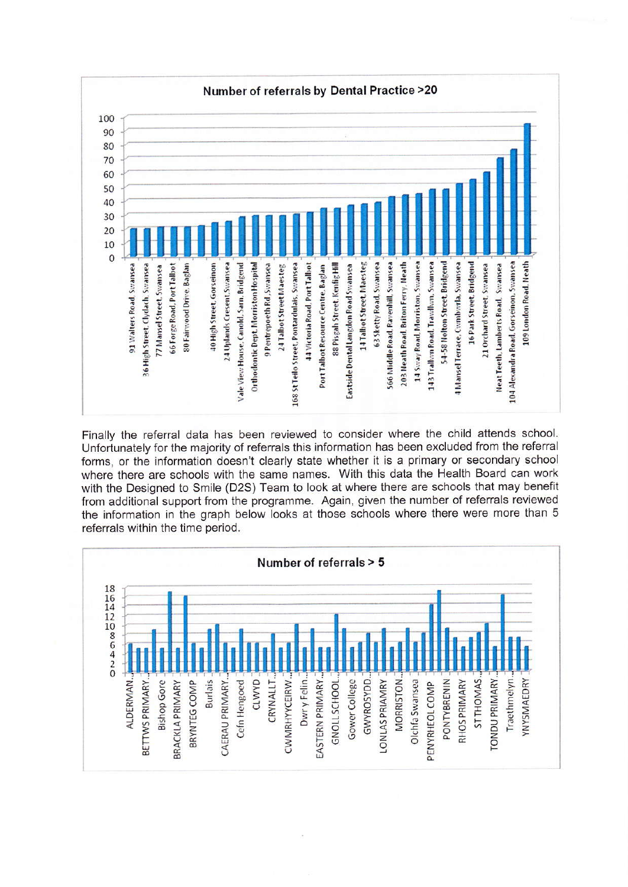**Number of referrals by Dental Practice >20**

Finally the referral data has been reviewed to consider where the child attends school. Unfortunately for the majority of referrals this information has been excluded from the referral forms, or the information doesn't clearly state whether it is a primary or secondary school where there are schools with the same names. With this data the Health Board can work with the Designed to Smile (D2S) Team to look at where there are schools that may benefit from additional support from the programme. Again, given the number of referrals reviewed the information in the graph below looks at those schools where there were more than 5 referrals within the time period.

**Number of referrals > 5**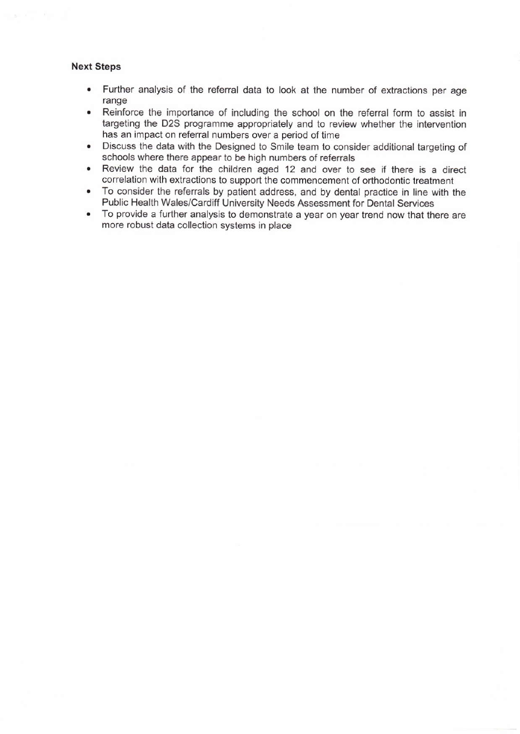**Next Steps**

- Further analysis of the referral data to look at the number of extractions per age range
- Reinforce the importance of including the school on the referral form to assist in targeting the D2S programme appropriately and to review whether the intervention has an impact on referral numbers over a period of time
- Discuss the data with the Designed to Smile team to consider additional targeting of schools where there appear to be high numbers of referrals
- Review the data for the children aged 12 and over to see if there is a direct correlation with extractions to support the commencement of orthodontic treatment
- To consider the referrals by patient address, and by dental practice in line with the Public Health Wales/Cardiff University Needs Assessment for Dental Services
- To provide a further analysis to demonstrate a year on year trend now that there are more robust data collection systems in place